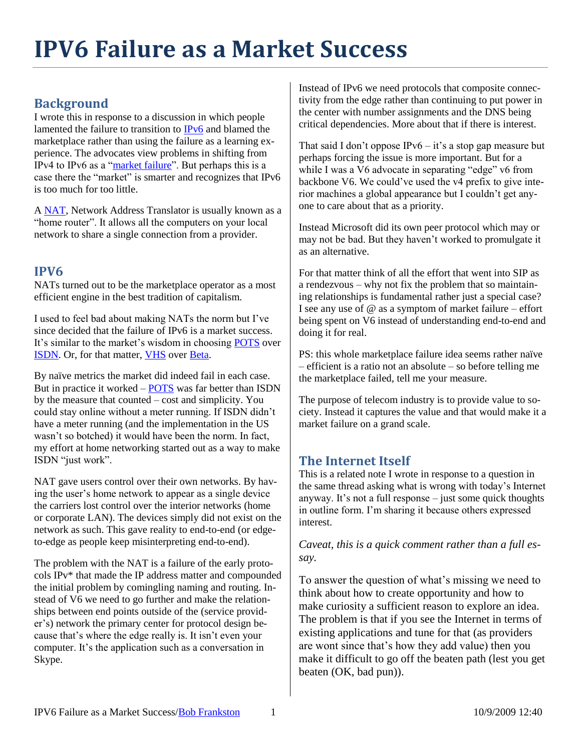# IPV6 Failure as a Market Success

## Background

I wrote this in response to a discussion in which people lamented the failure to transition to IPv6 and blamed the marketplace rather than using the failure as a learning experience. The advocates view problems in shifting from IPv4 to IPv6 as a "market failure". But perhaps this is a case there the "market" is smarter and recognizes that IPv6 is too much for too little.

A NAT, Network Address Translator is usually known as a "home router". It allows all the computers on your local network to share a single connection from a provider.

## IPV6

NATs turned out to be the marketplace operator as a most efficient engine in the best tradition of capitalism.

I used to feel bad about making NATs the norm but I've since decided that the failure of IPv6 is a market success. It's similar to the market's wisdom in choosing POTS over ISDN. Or, for that matter, VHS over Beta.

By naïve metrics the market did indeed fail in each case. But in practice it worked – POTS was far better than ISDN by the measure that counted – cost and simplicity. You could stay online without a meter running. If ISDN didn't have a meter running (and the implementation in the US wasn't so botched) it would have been the norm. In fact, my effort at home networking started out as a way to make ISDN "just work".

NAT gave users control over their own networks. By having the user's home network to appear as a single device the carriers lost control over the interior networks (home or corporate LAN). The devices simply did not exist on the network as such. This gave reality to end-to-end (or edge-to-edge as people keep misinterpreting end-to-end).

The problem with the NAT is a failure of the early protocols IPv* that made the IP address matter and compounded the initial problem by comingling naming and routing. Instead of V6 we need to go further and make the relationships between end points outside of the (service provider's) network the primary center for protocol design because that's where the edge really is. It isn't even your computer. It's the application such as a conversation in Skype.

Instead of IPv6 we need protocols that composite connectivity from the edge rather than continuing to put power in the center with number assignments and the DNS being critical dependencies. More about that if there is interest.

That said I don't oppose IPv6 – it's a stop gap measure but perhaps forcing the issue is more important. But for a while I was a V6 advocate in separating "edge" v6 from backbone V6. We could've used the v4 prefix to give interior machines a global appearance but I couldn't get anyone to care about that as a priority.

Instead Microsoft did its own peer protocol which may or may not be bad. But they haven't worked to promulgate it as an alternative.

For that matter think of all the effort that went into SIP as a rendezvous – why not fix the problem that so maintaining relationships is fundamental rather just a special case? I see any use of @ as a symptom of market failure – effort being spent on V6 instead of understanding end-to-end and doing it for real.

PS: this whole marketplace failure idea seems rather naïve – efficient is a ratio not an absolute – so before telling me the marketplace failed, tell me your measure.

The purpose of telecom industry is to provide value to society. Instead it captures the value and that would make it a market failure on a grand scale.

## The Internet Itself

This is a related note I wrote in response to a question in the same thread asking what is wrong with today's Internet anyway. It's not a full response – just some quick thoughts in outline form. I'm sharing it because others expressed interest.

*Caveat, this is a quick comment rather than a full essay.*

To answer the question of what's missing we need to think about how to create opportunity and how to make curiosity a sufficient reason to explore an idea. The problem is that if you see the Internet in terms of existing applications and tune for that (as providers are wont since that's how they add value) then you make it difficult to go off the beaten path (lest you get beaten (OK, bad pun)).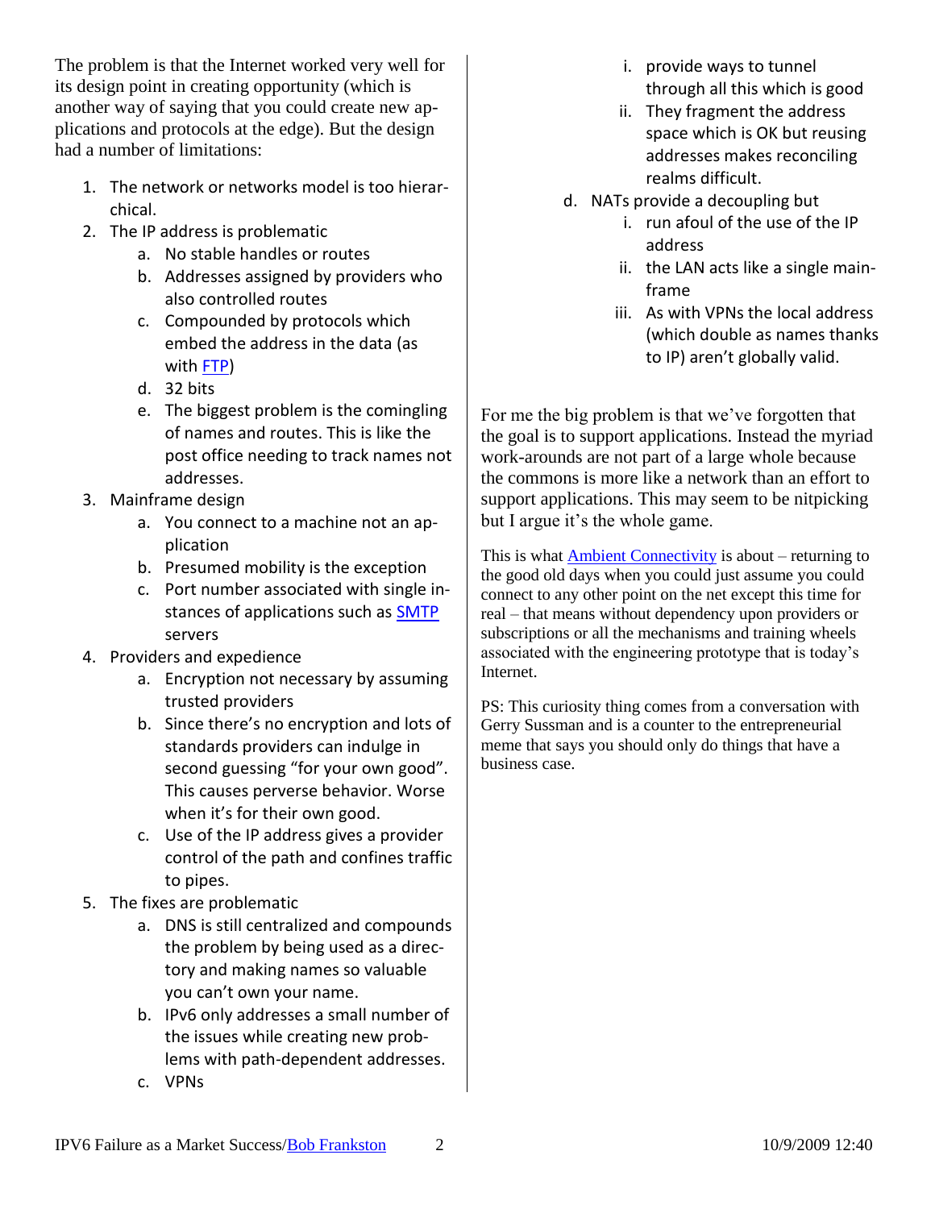The problem is that the Internet worked very well for its design point in creating opportunity (which is another way of saying that you could create new applications and protocols at the edge). But the design had a number of limitations:

1. The network or networks model is too hierarchical.
2. The IP address is problematic
   a. No stable handles or routes
   b. Addresses assigned by providers who also controlled routes
   c. Compounded by protocols which embed the address in the data (as with [FTP](FTP))
   d. 32 bits
   e. The biggest problem is the comingling of names and routes. This is like the post office needing to track names not addresses.
3. Mainframe design
   a. You connect to a machine not an application
   b. Presumed mobility is the exception
   c. Port number associated with single instances of applications such as [SMTP](SMTP) servers
4. Providers and expedience
   a. Encryption not necessary by assuming trusted providers
   b. Since there's no encryption and lots of standards providers can indulge in second guessing "for your own good". This causes perverse behavior. Worse when it's for their own good.
   c. Use of the IP address gives a provider control of the path and confines traffic to pipes.
5. The fixes are problematic
   a. DNS is still centralized and compounds the problem by being used as a directory and making names so valuable you can't own your name.
   b. IPv6 only addresses a small number of the issues while creating new problems with path-dependent addresses.
   c. VPNs
      i. provide ways to tunnel through all this which is good
      ii. They fragment the address space which is OK but reusing addresses makes reconciling realms difficult.
   d. NATs provide a decoupling but
      i. run afoul of the use of the IP address
      ii. the LAN acts like a single mainframe
      iii. As with VPNs the local address (which double as names thanks to IP) aren't globally valid.

For me the big problem is that we've forgotten that the goal is to support applications. Instead the myriad work-arounds are not part of a large whole because the commons is more like a network than an effort to support applications. This may seem to be nitpicking but I argue it's the whole game.

This is what [Ambient Connectivity](Ambient Connectivity) is about – returning to the good old days when you could just assume you could connect to any other point on the net except this time for real – that means without dependency upon providers or subscriptions or all the mechanisms and training wheels associated with the engineering prototype that is today's Internet.

PS: This curiosity thing comes from a conversation with Gerry Sussman and is a counter to the entrepreneurial meme that says you should only do things that have a business case.